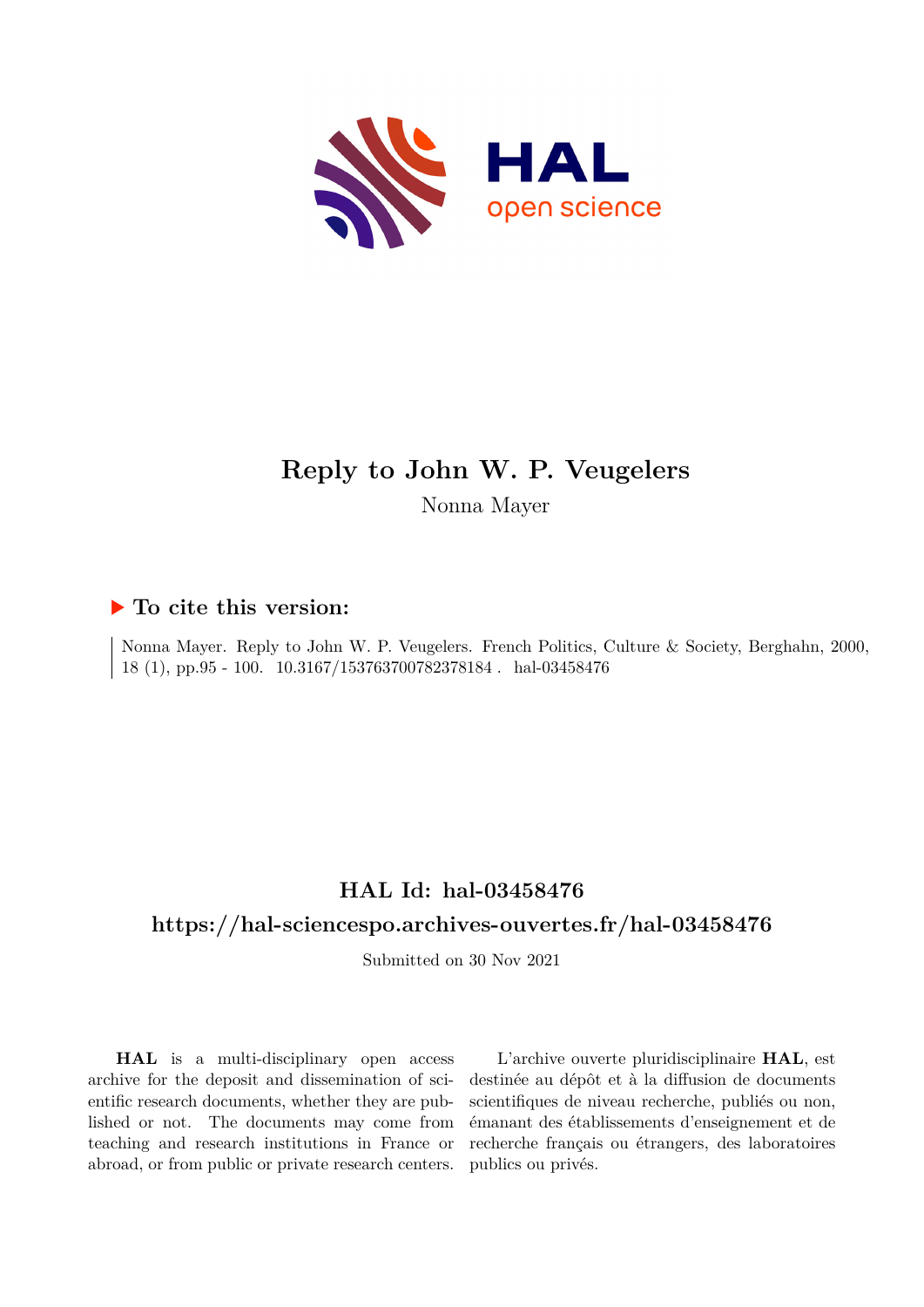# Reply to John W. P. Veugelers

Nonna Mayer

## To cite this version:

Nonna Mayer. Reply to John W. P. Veugelers. French Politics, Culture & Society, Berghahn, 2000, 18 (1), pp.95 - 100. 10.3167/153763700782378184 . hal-03458476

## HAL Id: hal-03458476

## https://hal-sciencespo.archives-ouvertes.fr/hal-03458476

Submitted on 30 Nov 2021

**HAL** is a multi-disciplinary open access archive for the deposit and dissemination of scientific research documents, whether they are published or not. The documents may come from teaching and research institutions in France or abroad, or from public or private research centers.

L'archive ouverte pluridisciplinaire **HAL**, est destinée au dépôt et à la diffusion de documents scientifiques de niveau recherche, publiés ou non, émanant des établissements d'enseignement et de recherche français ou étrangers, des laboratoires publics ou privés.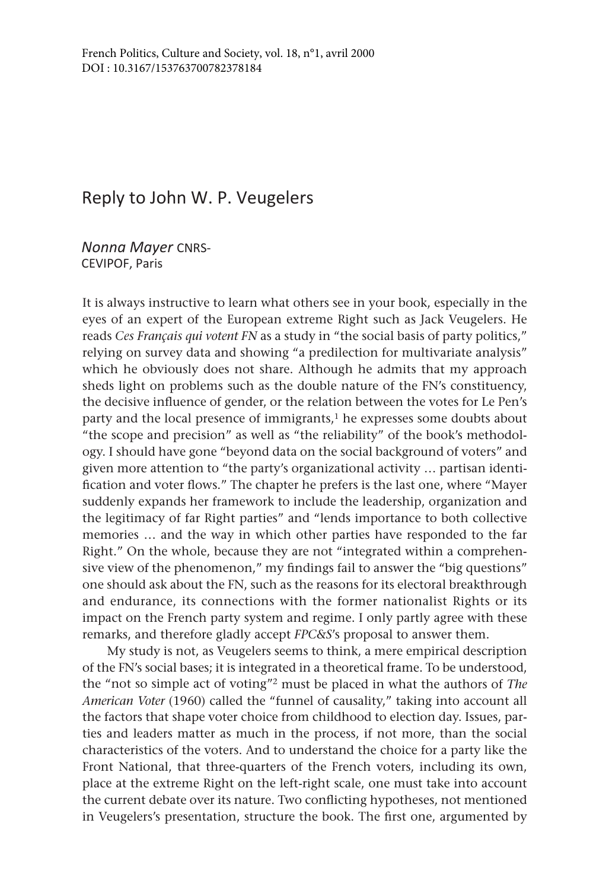French Politics, Culture and Society, vol. 18, n°1, avril 2000
DOI : 10.3167/153763700782378184

# Reply to John W. P. Veugelers

*Nonna Mayer* CNRS-CEVIPOF, Paris

It is always instructive to learn what others see in your book, especially in the eyes of an expert of the European extreme Right such as Jack Veugelers. He reads *Ces Français qui votent FN* as a study in "the social basis of party politics," relying on survey data and showing "a predilection for multivariate analysis" which he obviously does not share. Although he admits that my approach sheds light on problems such as the double nature of the FN's constituency, the decisive influence of gender, or the relation between the votes for Le Pen's party and the local presence of immigrants,[1] he expresses some doubts about "the scope and precision" as well as "the reliability" of the book's methodology. I should have gone "beyond data on the social background of voters" and given more attention to "the party's organizational activity … partisan identification and voter flows." The chapter he prefers is the last one, where "Mayer suddenly expands her framework to include the leadership, organization and the legitimacy of far Right parties" and "lends importance to both collective memories … and the way in which other parties have responded to the far Right." On the whole, because they are not "integrated within a comprehensive view of the phenomenon," my findings fail to answer the "big questions" one should ask about the FN, such as the reasons for its electoral breakthrough and endurance, its connections with the former nationalist Rights or its impact on the French party system and regime. I only partly agree with these remarks, and therefore gladly accept *FPC&S*'s proposal to answer them.

My study is not, as Veugelers seems to think, a mere empirical description of the FN's social bases; it is integrated in a theoretical frame. To be understood, the "not so simple act of voting"[2] must be placed in what the authors of *The American Voter* (1960) called the "funnel of causality," taking into account all the factors that shape voter choice from childhood to election day. Issues, parties and leaders matter as much in the process, if not more, than the social characteristics of the voters. And to understand the choice for a party like the Front National, that three-quarters of the French voters, including its own, place at the extreme Right on the left-right scale, one must take into account the current debate over its nature. Two conflicting hypotheses, not mentioned in Veugelers's presentation, structure the book. The first one, argumented by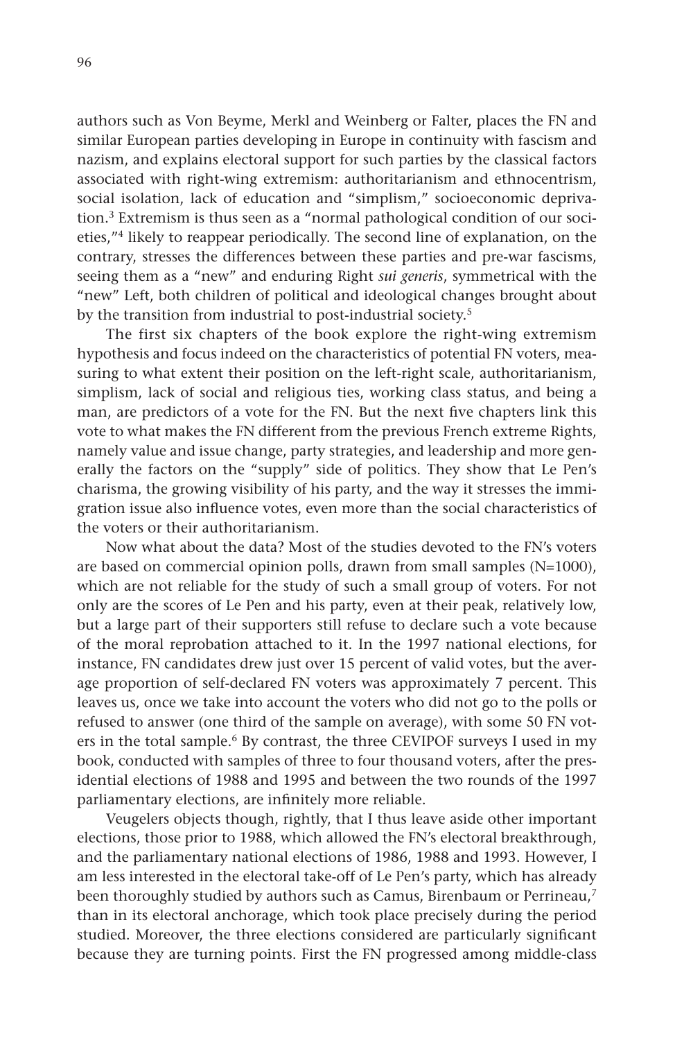authors such as Von Beyme, Merkl and Weinberg or Falter, places the FN and similar European parties developing in Europe in continuity with fascism and nazism, and explains electoral support for such parties by the classical factors associated with right-wing extremism: authoritarianism and ethnocentrism, social isolation, lack of education and "simplism," socioeconomic deprivation.[3] Extremism is thus seen as a "normal pathological condition of our societies,"[4] likely to reappear periodically. The second line of explanation, on the contrary, stresses the differences between these parties and pre-war fascisms, seeing them as a "new" and enduring Right *sui generis*, symmetrical with the "new" Left, both children of political and ideological changes brought about by the transition from industrial to post-industrial society.[5]

The first six chapters of the book explore the right-wing extremism hypothesis and focus indeed on the characteristics of potential FN voters, measuring to what extent their position on the left-right scale, authoritarianism, simplism, lack of social and religious ties, working class status, and being a man, are predictors of a vote for the FN. But the next five chapters link this vote to what makes the FN different from the previous French extreme Rights, namely value and issue change, party strategies, and leadership and more generally the factors on the "supply" side of politics. They show that Le Pen's charisma, the growing visibility of his party, and the way it stresses the immigration issue also influence votes, even more than the social characteristics of the voters or their authoritarianism.

Now what about the data? Most of the studies devoted to the FN's voters are based on commercial opinion polls, drawn from small samples (N=1000), which are not reliable for the study of such a small group of voters. For not only are the scores of Le Pen and his party, even at their peak, relatively low, but a large part of their supporters still refuse to declare such a vote because of the moral reprobation attached to it. In the 1997 national elections, for instance, FN candidates drew just over 15 percent of valid votes, but the average proportion of self-declared FN voters was approximately 7 percent. This leaves us, once we take into account the voters who did not go to the polls or refused to answer (one third of the sample on average), with some 50 FN voters in the total sample.[6] By contrast, the three CEVIPOF surveys I used in my book, conducted with samples of three to four thousand voters, after the presidential elections of 1988 and 1995 and between the two rounds of the 1997 parliamentary elections, are infinitely more reliable.

Veugelers objects though, rightly, that I thus leave aside other important elections, those prior to 1988, which allowed the FN's electoral breakthrough, and the parliamentary national elections of 1986, 1988 and 1993. However, I am less interested in the electoral take-off of Le Pen's party, which has already been thoroughly studied by authors such as Camus, Birenbaum or Perrineau,[7] than in its electoral anchorage, which took place precisely during the period studied. Moreover, the three elections considered are particularly significant because they are turning points. First the FN progressed among middle-class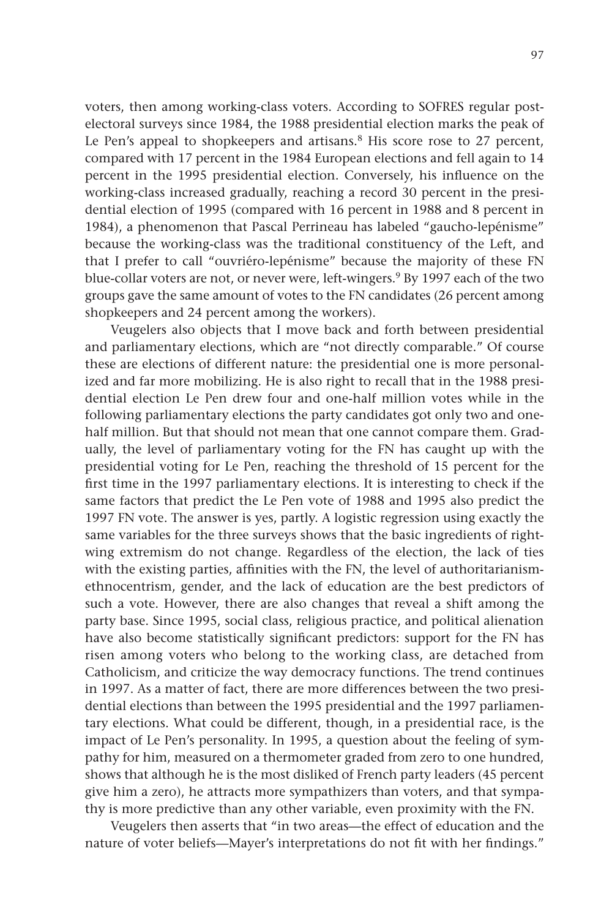voters, then among working-class voters. According to SOFRES regular post-electoral surveys since 1984, the 1988 presidential election marks the peak of Le Pen's appeal to shopkeepers and artisans.[8] His score rose to 27 percent, compared with 17 percent in the 1984 European elections and fell again to 14 percent in the 1995 presidential election. Conversely, his influence on the working-class increased gradually, reaching a record 30 percent in the presidential election of 1995 (compared with 16 percent in 1988 and 8 percent in 1984), a phenomenon that Pascal Perrineau has labeled "gaucho-lepénisme" because the working-class was the traditional constituency of the Left, and that I prefer to call "ouvriéro-lepénisme" because the majority of these FN blue-collar voters are not, or never were, left-wingers.[9] By 1997 each of the two groups gave the same amount of votes to the FN candidates (26 percent among shopkeepers and 24 percent among the workers).

Veugelers also objects that I move back and forth between presidential and parliamentary elections, which are "not directly comparable." Of course these are elections of different nature: the presidential one is more personalized and far more mobilizing. He is also right to recall that in the 1988 presidential election Le Pen drew four and one-half million votes while in the following parliamentary elections the party candidates got only two and one-half million. But that should not mean that one cannot compare them. Gradually, the level of parliamentary voting for the FN has caught up with the presidential voting for Le Pen, reaching the threshold of 15 percent for the first time in the 1997 parliamentary elections. It is interesting to check if the same factors that predict the Le Pen vote of 1988 and 1995 also predict the 1997 FN vote. The answer is yes, partly. A logistic regression using exactly the same variables for the three surveys shows that the basic ingredients of right-wing extremism do not change. Regardless of the election, the lack of ties with the existing parties, affinities with the FN, the level of authoritarianism-ethnocentrism, gender, and the lack of education are the best predictors of such a vote. However, there are also changes that reveal a shift among the party base. Since 1995, social class, religious practice, and political alienation have also become statistically significant predictors: support for the FN has risen among voters who belong to the working class, are detached from Catholicism, and criticize the way democracy functions. The trend continues in 1997. As a matter of fact, there are more differences between the two presidential elections than between the 1995 presidential and the 1997 parliamentary elections. What could be different, though, in a presidential race, is the impact of Le Pen's personality. In 1995, a question about the feeling of sympathy for him, measured on a thermometer graded from zero to one hundred, shows that although he is the most disliked of French party leaders (45 percent give him a zero), he attracts more sympathizers than voters, and that sympathy is more predictive than any other variable, even proximity with the FN.

Veugelers then asserts that "in two areas—the effect of education and the nature of voter beliefs—Mayer's interpretations do not fit with her findings."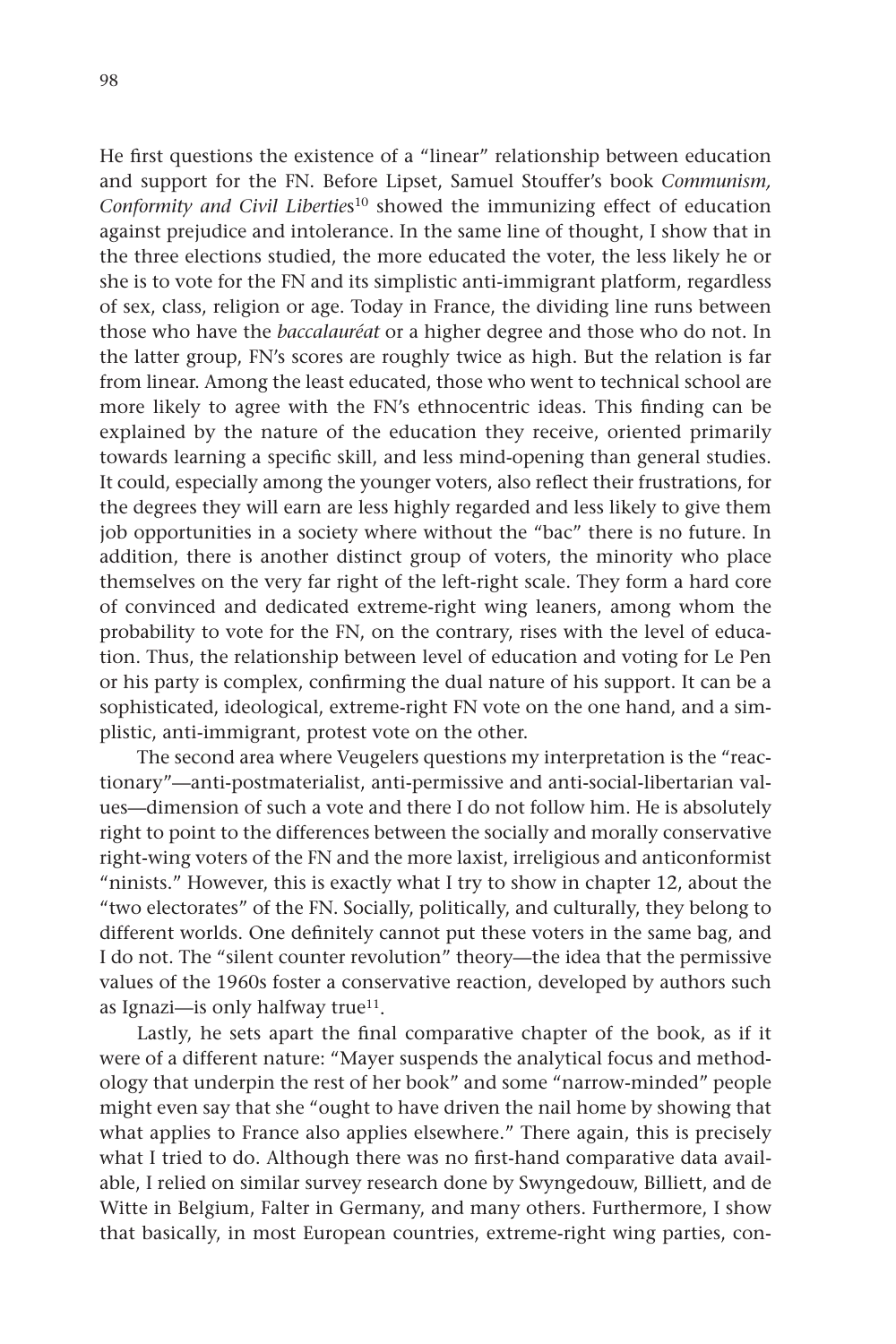He first questions the existence of a "linear" relationship between education and support for the FN. Before Lipset, Samuel Stouffer's book *Communism, Conformity and Civil Liberties*[10] showed the immunizing effect of education against prejudice and intolerance. In the same line of thought, I show that in the three elections studied, the more educated the voter, the less likely he or she is to vote for the FN and its simplistic anti-immigrant platform, regardless of sex, class, religion or age. Today in France, the dividing line runs between those who have the *baccalauréat* or a higher degree and those who do not. In the latter group, FN's scores are roughly twice as high. But the relation is far from linear. Among the least educated, those who went to technical school are more likely to agree with the FN's ethnocentric ideas. This finding can be explained by the nature of the education they receive, oriented primarily towards learning a specific skill, and less mind-opening than general studies. It could, especially among the younger voters, also reflect their frustrations, for the degrees they will earn are less highly regarded and less likely to give them job opportunities in a society where without the "bac" there is no future. In addition, there is another distinct group of voters, the minority who place themselves on the very far right of the left-right scale. They form a hard core of convinced and dedicated extreme-right wing leaners, among whom the probability to vote for the FN, on the contrary, rises with the level of education. Thus, the relationship between level of education and voting for Le Pen or his party is complex, confirming the dual nature of his support. It can be a sophisticated, ideological, extreme-right FN vote on the one hand, and a simplistic, anti-immigrant, protest vote on the other.

The second area where Veugelers questions my interpretation is the "reactionary"—anti-postmaterialist, anti-permissive and anti-social-libertarian values—dimension of such a vote and there I do not follow him. He is absolutely right to point to the differences between the socially and morally conservative right-wing voters of the FN and the more laxist, irreligious and anticonformist "ninists." However, this is exactly what I try to show in chapter 12, about the "two electorates" of the FN. Socially, politically, and culturally, they belong to different worlds. One definitely cannot put these voters in the same bag, and I do not. The "silent counter revolution" theory—the idea that the permissive values of the 1960s foster a conservative reaction, developed by authors such as Ignazi—is only halfway true[11].

Lastly, he sets apart the final comparative chapter of the book, as if it were of a different nature: "Mayer suspends the analytical focus and methodology that underpin the rest of her book" and some "narrow-minded" people might even say that she "ought to have driven the nail home by showing that what applies to France also applies elsewhere." There again, this is precisely what I tried to do. Although there was no first-hand comparative data available, I relied on similar survey research done by Swyngedouw, Billiett, and de Witte in Belgium, Falter in Germany, and many others. Furthermore, I show that basically, in most European countries, extreme-right wing parties, con-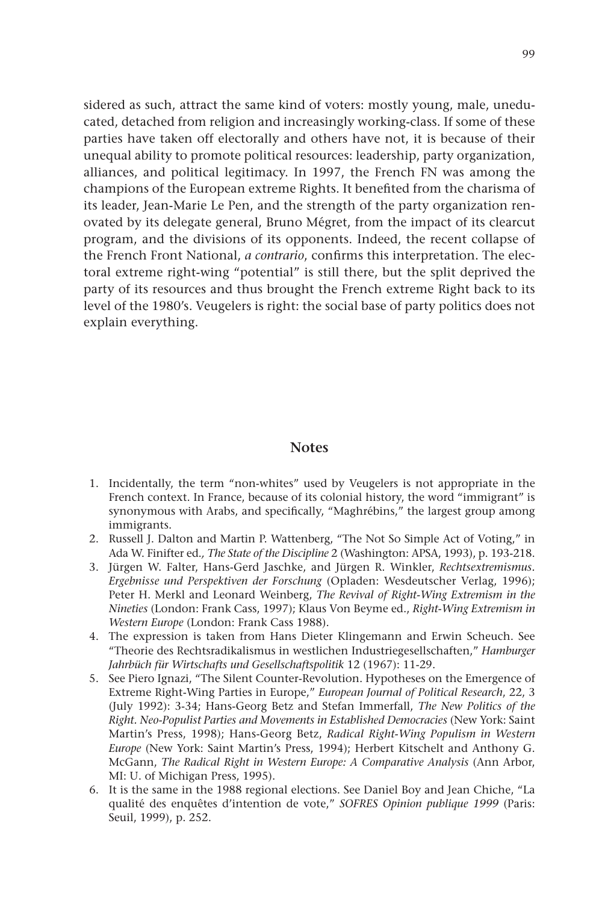sidered as such, attract the same kind of voters: mostly young, male, uneducated, detached from religion and increasingly working-class. If some of these parties have taken off electorally and others have not, it is because of their unequal ability to promote political resources: leadership, party organization, alliances, and political legitimacy. In 1997, the French FN was among the champions of the European extreme Rights. It benefited from the charisma of its leader, Jean-Marie Le Pen, and the strength of the party organization renovated by its delegate general, Bruno Mégret, from the impact of its clearcut program, and the divisions of its opponents. Indeed, the recent collapse of the French Front National, *a contrario*, confirms this interpretation. The electoral extreme right-wing "potential" is still there, but the split deprived the party of its resources and thus brought the French extreme Right back to its level of the 1980's. Veugelers is right: the social base of party politics does not explain everything.

## Notes

1. Incidentally, the term "non-whites" used by Veugelers is not appropriate in the French context. In France, because of its colonial history, the word "immigrant" is synonymous with Arabs, and specifically, "Maghrébins," the largest group among immigrants.
2. Russell J. Dalton and Martin P. Wattenberg, "The Not So Simple Act of Voting," in Ada W. Finifter ed., *The State of the Discipline* 2 (Washington: APSA, 1993), p. 193-218.
3. Jürgen W. Falter, Hans-Gerd Jaschke, and Jürgen R. Winkler, *Rechtsextremismus. Ergebnisse und Perspektiven der Forschung* (Opladen: Wesdeutscher Verlag, 1996); Peter H. Merkl and Leonard Weinberg, *The Revival of Right-Wing Extremism in the Nineties* (London: Frank Cass, 1997); Klaus Von Beyme ed., *Right-Wing Extremism in Western Europe* (London: Frank Cass 1988).
4. The expression is taken from Hans Dieter Klingemann and Erwin Scheuch. See "Theorie des Rechtsradikalismus in westlichen Industriegesellschaften," *Hamburger Jahrbüch für Wirtschafts und Gesellschaftspolitik* 12 (1967): 11-29.
5. See Piero Ignazi, "The Silent Counter-Revolution. Hypotheses on the Emergence of Extreme Right-Wing Parties in Europe," *European Journal of Political Research*, 22, 3 (July 1992): 3-34; Hans-Georg Betz and Stefan Immerfall, *The New Politics of the Right. Neo-Populist Parties and Movements in Established Democracies* (New York: Saint Martin's Press, 1998); Hans-Georg Betz, *Radical Right-Wing Populism in Western Europe* (New York: Saint Martin's Press, 1994); Herbert Kitschelt and Anthony G. McGann, *The Radical Right in Western Europe: A Comparative Analysis* (Ann Arbor, MI: U. of Michigan Press, 1995).
6. It is the same in the 1988 regional elections. See Daniel Boy and Jean Chiche, "La qualité des enquêtes d'intention de vote," *SOFRES Opinion publique 1999* (Paris: Seuil, 1999), p. 252.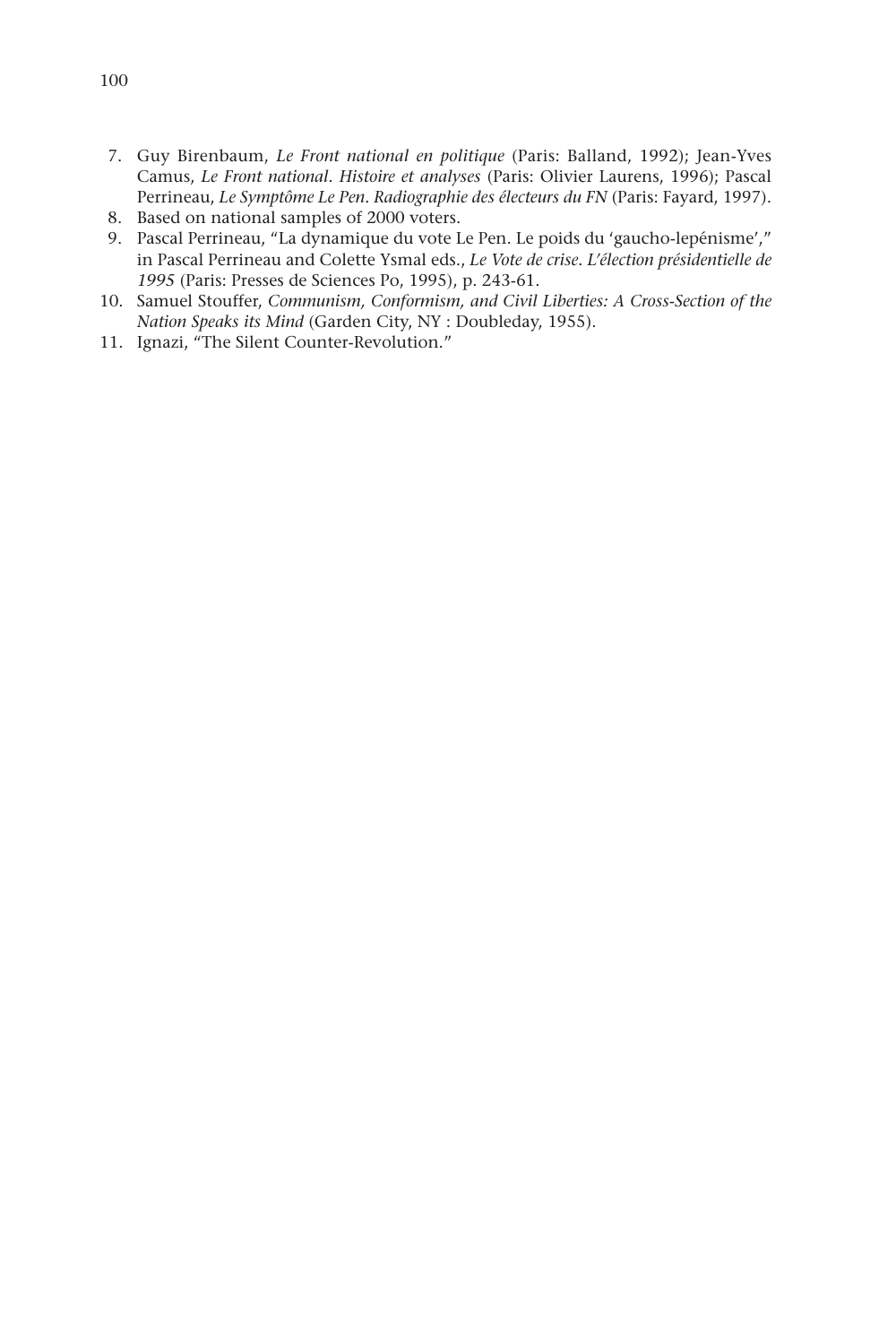7. Guy Birenbaum, *Le Front national en politique* (Paris: Balland, 1992); Jean-Yves Camus, *Le Front national. Histoire et analyses* (Paris: Olivier Laurens, 1996); Pascal Perrineau, *Le Symptôme Le Pen. Radiographie des électeurs du FN* (Paris: Fayard, 1997).
8. Based on national samples of 2000 voters.
9. Pascal Perrineau, "La dynamique du vote Le Pen. Le poids du 'gaucho-lepénisme'," in Pascal Perrineau and Colette Ysmal eds., *Le Vote de crise. L'élection présidentielle de 1995* (Paris: Presses de Sciences Po, 1995), p. 243-61.
10. Samuel Stouffer, *Communism, Conformism, and Civil Liberties: A Cross-Section of the Nation Speaks its Mind* (Garden City, NY : Doubleday, 1955).
11. Ignazi, "The Silent Counter-Revolution."